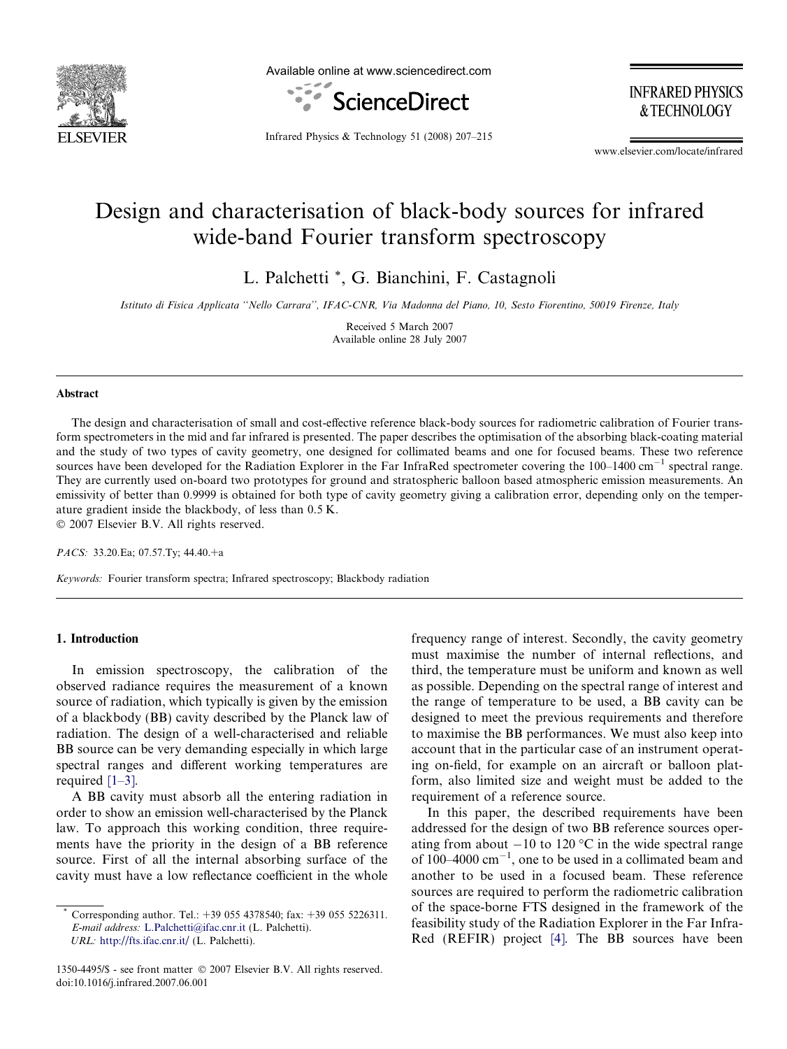# Design and characterisation of black-body sources for infrared wide-band Fourier transform spectroscopy

L. Palchetti *, G. Bianchini, F. Castagnoli

*Istituto di Fisica Applicata "Nello Carrara", IFAC-CNR, Via Madonna del Piano, 10, Sesto Fiorentino, 50019 Firenze, Italy*

Received 5 March 2007
Available online 28 July 2007

## Abstract

The design and characterisation of small and cost-effective reference black-body sources for radiometric calibration of Fourier transform spectrometers in the mid and far infrared is presented. The paper describes the optimisation of the absorbing black-coating material and the study of two types of cavity geometry, one designed for collimated beams and one for focused beams. These two reference sources have been developed for the Radiation Explorer in the Far InfraRed spectrometer covering the 100–1400 $cm^{-1}$ spectral range. They are currently used on-board two prototypes for ground and stratospheric balloon based atmospheric emission measurements. An emissivity of better than 0.9999 is obtained for both type of cavity geometry giving a calibration error, depending only on the temperature gradient inside the blackbody, of less than 0.5 K.

© 2007 Elsevier B.V. All rights reserved.

*PACS:* 33.20.Ea; 07.57.Ty; 44.40.+a

*Keywords:* Fourier transform spectra; Infrared spectroscopy; Blackbody radiation

## 1. Introduction

In emission spectroscopy, the calibration of the observed radiance requires the measurement of a known source of radiation, which typically is given by the emission of a blackbody (BB) cavity described by the Planck law of radiation. The design of a well-characterised and reliable BB source can be very demanding especially in which large spectral ranges and different working temperatures are required [1–3].

A BB cavity must absorb all the entering radiation in order to show an emission well-characterised by the Planck law. To approach this working condition, three requirements have the priority in the design of a BB reference source. First of all the internal absorbing surface of the cavity must have a low reflectance coefficient in the whole frequency range of interest. Secondly, the cavity geometry must maximise the number of internal reflections, and third, the temperature must be uniform and known as well as possible. Depending on the spectral range of interest and the range of temperature to be used, a BB cavity can be designed to meet the previous requirements and therefore to maximise the BB performances. We must also keep into account that in the particular case of an instrument operating on-field, for example on an aircraft or balloon platform, also limited size and weight must be added to the requirement of a reference source.

In this paper, the described requirements have been addressed for the design of two BB reference sources operating from about −10 to 120 °C in the wide spectral range of 100–4000 $cm^{-1}$, one to be used in a collimated beam and another to be used in a focused beam. These reference sources are required to perform the radiometric calibration of the space-borne FTS designed in the framework of the feasibility study of the Radiation Explorer in the Far InfraRed (REFIR) project [4]. The BB sources have been

* Corresponding author. Tel.: +39 055 4378540; fax: +39 055 5226311.
*E-mail address:* L.Palchetti@ifac.cnr.it (L. Palchetti).
*URL:* http://fts.ifac.cnr.it/ (L. Palchetti).

1350-4495/$ - see front matter © 2007 Elsevier B.V. All rights reserved.
doi:10.1016/j.infrared.2007.06.001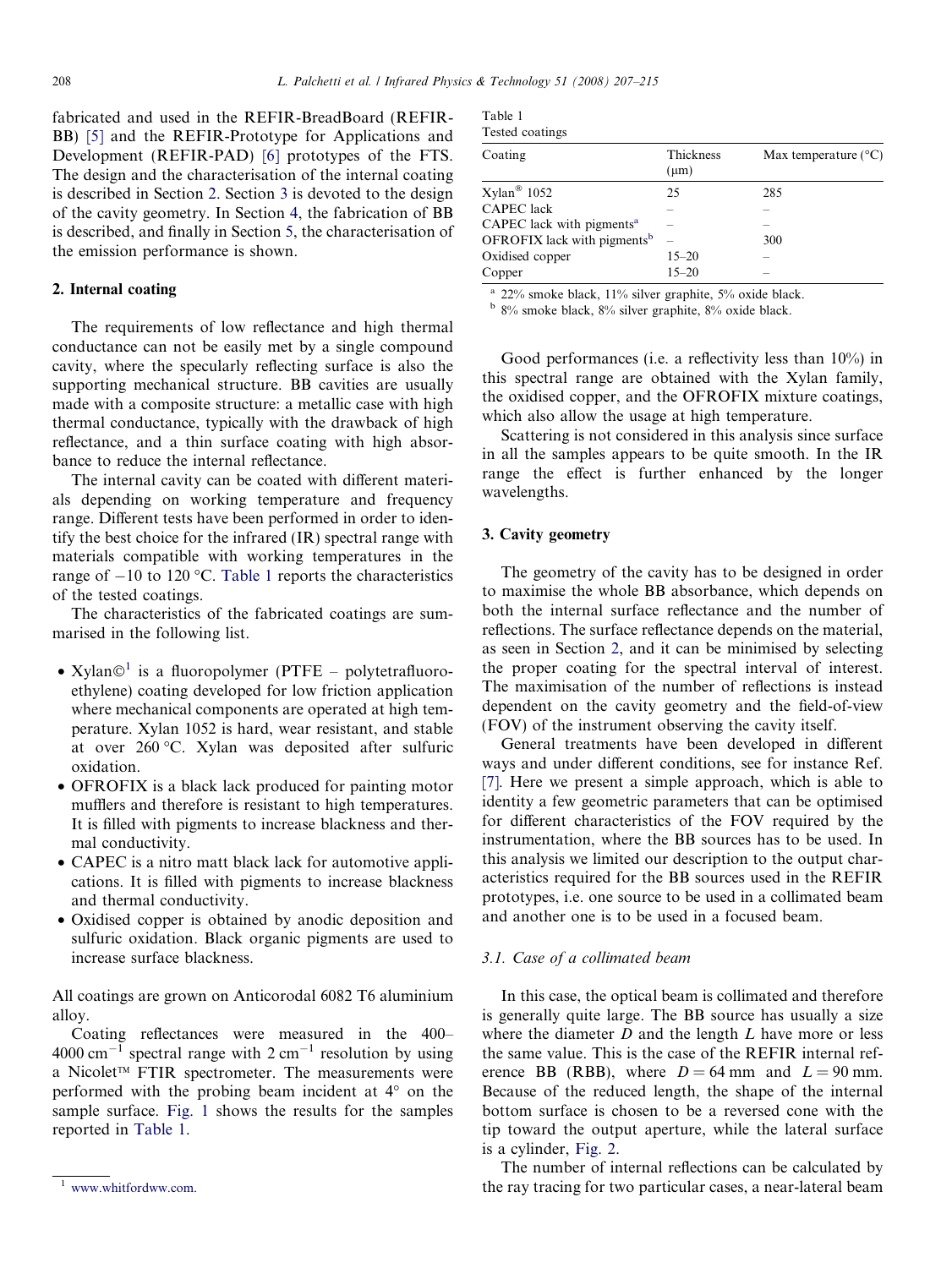fabricated and used in the REFIR-BreadBoard (REFIR-BB) [5] and the REFIR-Prototype for Applications and Development (REFIR-PAD) [6] prototypes of the FTS. The design and the characterisation of the internal coating is described in Section 2. Section 3 is devoted to the design of the cavity geometry. In Section 4, the fabrication of BB is described, and finally in Section 5, the characterisation of the emission performance is shown.

## 2. Internal coating

The requirements of low reflectance and high thermal conductance can not be easily met by a single compound cavity, where the specularly reflecting surface is also the supporting mechanical structure. BB cavities are usually made with a composite structure: a metallic case with high thermal conductance, typically with the drawback of high reflectance, and a thin surface coating with high absorbance to reduce the internal reflectance.

The internal cavity can be coated with different materials depending on working temperature and frequency range. Different tests have been performed in order to identify the best choice for the infrared (IR) spectral range with materials compatible with working temperatures in the range of −10 to 120 °C. Table 1 reports the characteristics of the tested coatings.

Table 1
Tested coatings

| Coating | Thickness (μm) | Max temperature (°C) |
|---|---|---|
| Xylan® 1052 | 25 | 285 |
| CAPEC lack | – | – |
| CAPEC lack with pigments[a] | – | – |
| OFROFIX lack with pigments[b] | – | 300 |
| Oxidised copper | 15–20 | – |
| Copper | 15–20 | – |

[a] 22% smoke black, 11% silver graphite, 5% oxide black.
[b] 8% smoke black, 8% silver graphite, 8% oxide black.

The characteristics of the fabricated coatings are summarised in the following list.

- Xylan©[1] is a fluoropolymer (PTFE – polytetrafluoroethylene) coating developed for low friction application where mechanical components are operated at high temperature. Xylan 1052 is hard, wear resistant, and stable at over 260 °C. Xylan was deposited after sulfuric oxidation.
- OFROFIX is a black lack produced for painting motor mufflers and therefore is resistant to high temperatures. It is filled with pigments to increase blackness and thermal conductivity.
- CAPEC is a nitro matt black lack for automotive applications. It is filled with pigments to increase blackness and thermal conductivity.
- Oxidised copper is obtained by anodic deposition and sulfuric oxidation. Black organic pigments are used to increase surface blackness.

All coatings are grown on Anticorodal 6082 T6 aluminium alloy.

Coating reflectances were measured in the 400–4000 cm$^{-1}$ spectral range with 2 cm$^{-1}$ resolution by using a Nicolet™ FTIR spectrometer. The measurements were performed with the probing beam incident at 4° on the sample surface. Fig. 1 shows the results for the samples reported in Table 1.

Good performances (i.e. a reflectivity less than 10%) in this spectral range are obtained with the Xylan family, the oxidised copper, and the OFROFIX mixture coatings, which also allow the usage at high temperature.

Scattering is not considered in this analysis since surface in all the samples appears to be quite smooth. In the IR range the effect is further enhanced by the longer wavelengths.

## 3. Cavity geometry

The geometry of the cavity has to be designed in order to maximise the whole BB absorbance, which depends on both the internal surface reflectance and the number of reflections. The surface reflectance depends on the material, as seen in Section 2, and it can be minimised by selecting the proper coating for the spectral interval of interest. The maximisation of the number of reflections is instead dependent on the cavity geometry and the field-of-view (FOV) of the instrument observing the cavity itself.

General treatments have been developed in different ways and under different conditions, see for instance Ref. [7]. Here we present a simple approach, which is able to identity a few geometric parameters that can be optimised for different characteristics of the FOV required by the instrumentation, where the BB sources has to be used. In this analysis we limited our description to the output characteristics required for the BB sources used in the REFIR prototypes, i.e. one source to be used in a collimated beam and another one is to be used in a focused beam.

### 3.1. Case of a collimated beam

In this case, the optical beam is collimated and therefore is generally quite large. The BB source has usually a size where the diameter $D$ and the length $L$ have more or less the same value. This is the case of the REFIR internal reference BB (RBB), where $D = 64$ mm and $L = 90$ mm. Because of the reduced length, the shape of the internal bottom surface is chosen to be a reversed cone with the tip toward the output aperture, while the lateral surface is a cylinder, Fig. 2.

The number of internal reflections can be calculated by the ray tracing for two particular cases, a near-lateral beam

[1] www.whitfordww.com.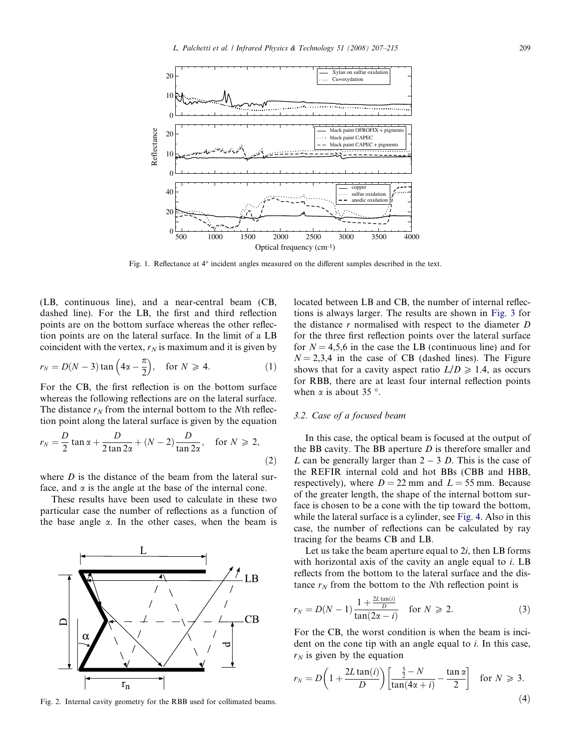Fig. 1. Reflectance at 4° incident angles measured on the different samples described in the text.

(LB, continuous line), and a near-central beam (CB, dashed line). For the LB, the first and third reflection points are on the bottom surface whereas the other reflection points are on the lateral surface. In the limit of a LB coincident with the vertex, $r_N$ is maximum and it is given by

$$r_N = D(N-3)\tan\left(4\alpha - \frac{\pi}{2}\right), \quad \text{for } N \geqslant 4. \tag{1}$$

For the CB, the first reflection is on the bottom surface whereas the following reflections are on the lateral surface. The distance $r_N$ from the internal bottom to the $N$th reflection point along the lateral surface is given by the equation

$$r_N = \frac{D}{2}\tan\alpha + \frac{D}{2\tan 2\alpha} + (N-2)\frac{D}{\tan 2\alpha}, \quad \text{for } N \geqslant 2, \tag{2}$$

where $D$ is the distance of the beam from the lateral surface, and $\alpha$ is the angle at the base of the internal cone.

These results have been used to calculate in these two particular case the number of reflections as a function of the base angle $\alpha$. In the other cases, when the beam is located between LB and CB, the number of internal reflections is always larger. The results are shown in Fig. 3 for the distance $r$ normalised with respect to the diameter $D$ for the three first reflection points over the lateral surface for $N = 4,5,6$ in the case the LB (continuous line) and for $N = 2,3,4$ in the case of CB (dashed lines). The Figure shows that for a cavity aspect ratio $L/D \geqslant 1.4$, as occurs for RBB, there are at least four internal reflection points when $\alpha$ is about 35 °.

Fig. 2. Internal cavity geometry for the RBB used for collimated beams.

### 3.2. Case of a focused beam

In this case, the optical beam is focused at the output of the BB cavity. The BB aperture $D$ is therefore smaller and $L$ can be generally larger than $2-3$ $D$. This is the case of the REFIR internal cold and hot BBs (CBB and HBB, respectively), where $D = 22$ mm and $L = 55$ mm. Because of the greater length, the shape of the internal bottom surface is chosen to be a cone with the tip toward the bottom, while the lateral surface is a cylinder, see Fig. 4. Also in this case, the number of reflections can be calculated by ray tracing for the beams CB and LB.

Let us take the beam aperture equal to $2i$, then LB forms with horizontal axis of the cavity an angle equal to $i$. LB reflects from the bottom to the lateral surface and the distance $r_N$ from the bottom to the $N$th reflection point is

$$r_N = D(N-1)\frac{1+\frac{2L\tan(i)}{D}}{\tan(2\alpha - i)} \quad \text{for } N \geqslant 2. \tag{3}$$

For the CB, the worst condition is when the beam is incident on the cone tip with an angle equal to $i$. In this case, $r_N$ is given by the equation

$$r_N = D\left(1 + \frac{2L\tan(i)}{D}\right)\left[\frac{\frac{5}{2} - N}{\tan(4\alpha + i)} - \frac{\tan\alpha}{2}\right] \quad \text{for } N \geqslant 3. \tag{4}$$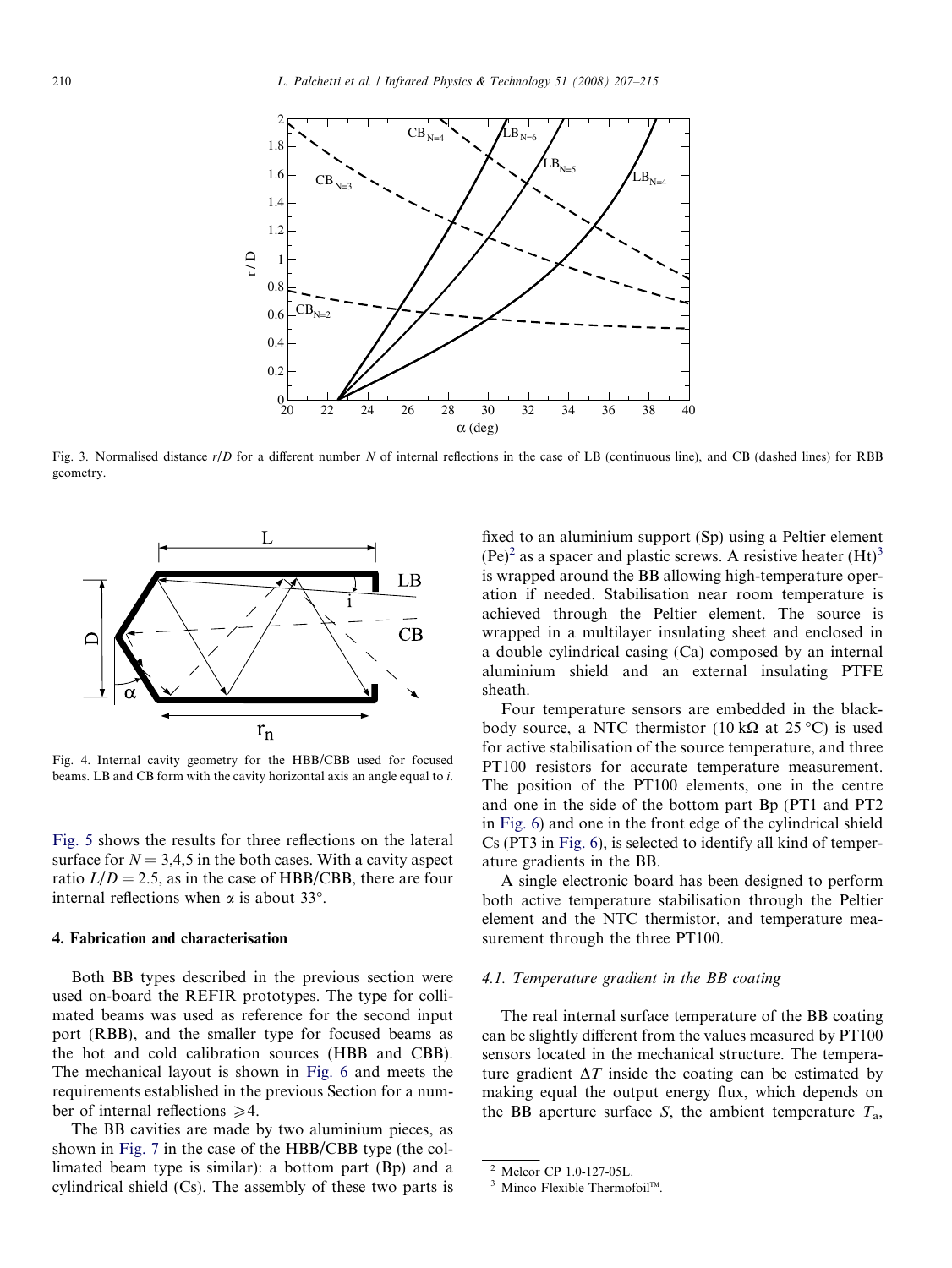Fig. 3. Normalised distance $r/D$ for a different number $N$ of internal reflections in the case of LB (continuous line), and CB (dashed lines) for RBB geometry.

Fig. 4. Internal cavity geometry for the HBB/CBB used for focused beams. LB and CB form with the cavity horizontal axis an angle equal to $i$.

Fig. 5 shows the results for three reflections on the lateral surface for $N = 3,4,5$ in the both cases. With a cavity aspect ratio $L/D = 2.5$, as in the case of HBB/CBB, there are four internal reflections when $\alpha$ is about 33°.

## 4. Fabrication and characterisation

Both BB types described in the previous section were used on-board the REFIR prototypes. The type for collimated beams was used as reference for the second input port (RBB), and the smaller type for focused beams as the hot and cold calibration sources (HBB and CBB). The mechanical layout is shown in Fig. 6 and meets the requirements established in the previous Section for a number of internal reflections $\geqslant 4$.

The BB cavities are made by two aluminium pieces, as shown in Fig. 7 in the case of the HBB/CBB type (the collimated beam type is similar): a bottom part (Bp) and a cylindrical shield (Cs). The assembly of these two parts is fixed to an aluminium support (Sp) using a Peltier element (Pe)[2] as a spacer and plastic screws. A resistive heater (Ht)[3] is wrapped around the BB allowing high-temperature operation if needed. Stabilisation near room temperature is achieved through the Peltier element. The source is wrapped in a multilayer insulating sheet and enclosed in a double cylindrical casing (Ca) composed by an internal aluminium shield and an external insulating PTFE sheath.

Four temperature sensors are embedded in the blackbody source, a NTC thermistor (10 kΩ at 25 °C) is used for active stabilisation of the source temperature, and three PT100 resistors for accurate temperature measurement. The position of the PT100 elements, one in the centre and one in the side of the bottom part Bp (PT1 and PT2 in Fig. 6) and one in the front edge of the cylindrical shield Cs (PT3 in Fig. 6), is selected to identify all kind of temperature gradients in the BB.

A single electronic board has been designed to perform both active temperature stabilisation through the Peltier element and the NTC thermistor, and temperature measurement through the three PT100.

### 4.1. Temperature gradient in the BB coating

The real internal surface temperature of the BB coating can be slightly different from the values measured by PT100 sensors located in the mechanical structure. The temperature gradient $\Delta T$ inside the coating can be estimated by making equal the output energy flux, which depends on the BB aperture surface $S$, the ambient temperature $T_a$,

[2] Melcor CP 1.0-127-05L.

[3] Minco Flexible Thermofoil™.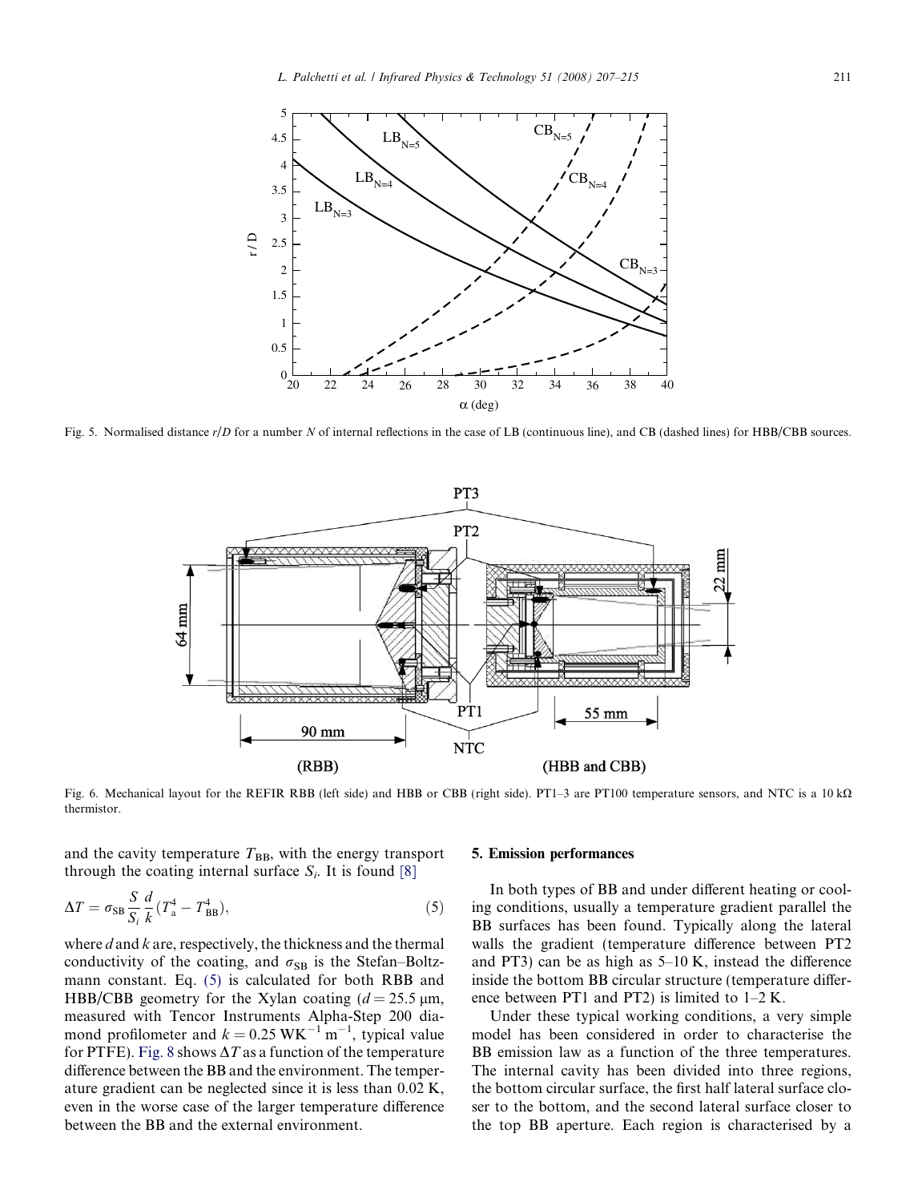Fig. 5. Normalised distance $r/D$ for a number $N$ of internal reflections in the case of LB (continuous line), and CB (dashed lines) for HBB/CBB sources.

Fig. 6. Mechanical layout for the REFIR RBB (left side) and HBB or CBB (right side). PT1–3 are PT100 temperature sensors, and NTC is a 10 kΩ thermistor.

and the cavity temperature $T_{BB}$, with the energy transport through the coating internal surface $S_i$. It is found [8]

$$\Delta T = \sigma_{SB} \frac{S}{S_i} \frac{d}{k} (T_a^4 - T_{BB}^4), \tag{5}$$

where $d$ and $k$ are, respectively, the thickness and the thermal conductivity of the coating, and $\sigma_{SB}$ is the Stefan–Boltzmann constant. Eq. (5) is calculated for both RBB and HBB/CBB geometry for the Xylan coating ($d = 25.5$ μm, measured with Tencor Instruments Alpha-Step 200 diamond profilometer and $k = 0.25$ WK$^{-1}$ m$^{-1}$, typical value for PTFE). Fig. 8 shows $\Delta T$ as a function of the temperature difference between the BB and the environment. The temperature gradient can be neglected since it is less than 0.02 K, even in the worse case of the larger temperature difference between the BB and the external environment.

## 5. Emission performances

In both types of BB and under different heating or cooling conditions, usually a temperature gradient parallel the BB surfaces has been found. Typically along the lateral walls the gradient (temperature difference between PT2 and PT3) can be as high as 5–10 K, instead the difference inside the bottom BB circular structure (temperature difference between PT1 and PT2) is limited to 1–2 K.

Under these typical working conditions, a very simple model has been considered in order to characterise the BB emission law as a function of the three temperatures. The internal cavity has been divided into three regions, the bottom circular surface, the first half lateral surface closer to the bottom, and the second lateral surface closer to the top BB aperture. Each region is characterised by a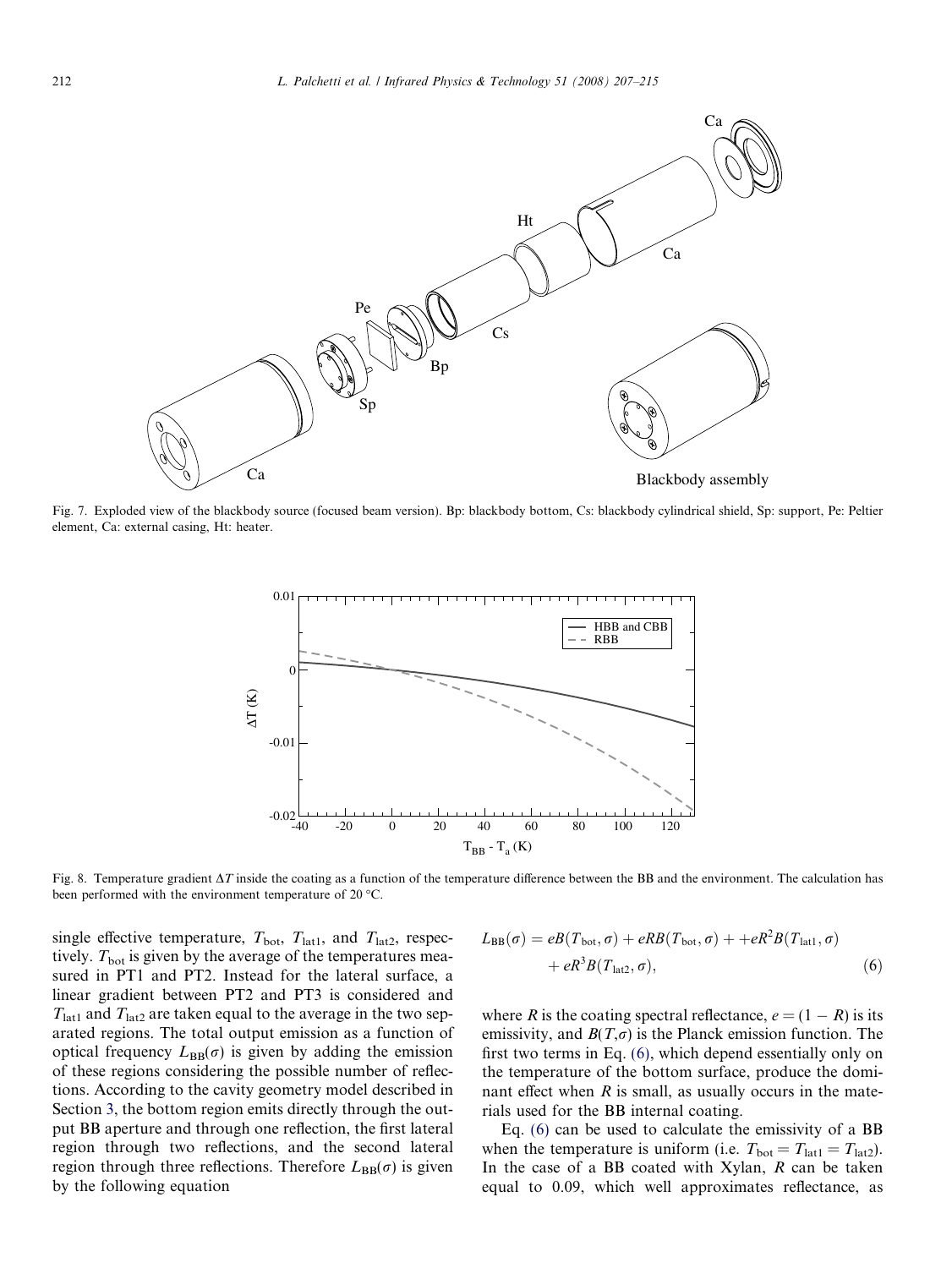Fig. 7. Exploded view of the blackbody source (focused beam version). Bp: blackbody bottom, Cs: blackbody cylindrical shield, Sp: support, Pe: Peltier element, Ca: external casing, Ht: heater.

Fig. 8. Temperature gradient $\Delta T$ inside the coating as a function of the temperature difference between the BB and the environment. The calculation has been performed with the environment temperature of 20 °C.

single effective temperature, $T_{\text{bot}}$, $T_{\text{lat1}}$, and $T_{\text{lat2}}$, respectively. $T_{\text{bot}}$ is given by the average of the temperatures measured in PT1 and PT2. Instead for the lateral surface, a linear gradient between PT2 and PT3 is considered and $T_{\text{lat1}}$ and $T_{\text{lat2}}$ are taken equal to the average in the two separated regions. The total output emission as a function of optical frequency $L_{\text{BB}}(\sigma)$ is given by adding the emission of these regions considering the possible number of reflections. According to the cavity geometry model described in Section 3, the bottom region emits directly through the output BB aperture and through one reflection, the first lateral region through two reflections, and the second lateral region through three reflections. Therefore $L_{\text{BB}}(\sigma)$ is given by the following equation

$$L_{\text{BB}}(\sigma) = eB(T_{\text{bot}}, \sigma) + eRB(T_{\text{bot}}, \sigma) + +eR^2B(T_{\text{lat1}}, \sigma) + eR^3B(T_{\text{lat2}}, \sigma), \tag{6}$$

where $R$ is the coating spectral reflectance, $e = (1 - R)$ is its emissivity, and $B(T,\sigma)$ is the Planck emission function. The first two terms in Eq. (6), which depend essentially only on the temperature of the bottom surface, produce the dominant effect when $R$ is small, as usually occurs in the materials used for the BB internal coating.

Eq. (6) can be used to calculate the emissivity of a BB when the temperature is uniform (i.e. $T_{\text{bot}} = T_{\text{lat1}} = T_{\text{lat2}}$). In the case of a BB coated with Xylan, $R$ can be taken equal to 0.09, which well approximates reflectance, as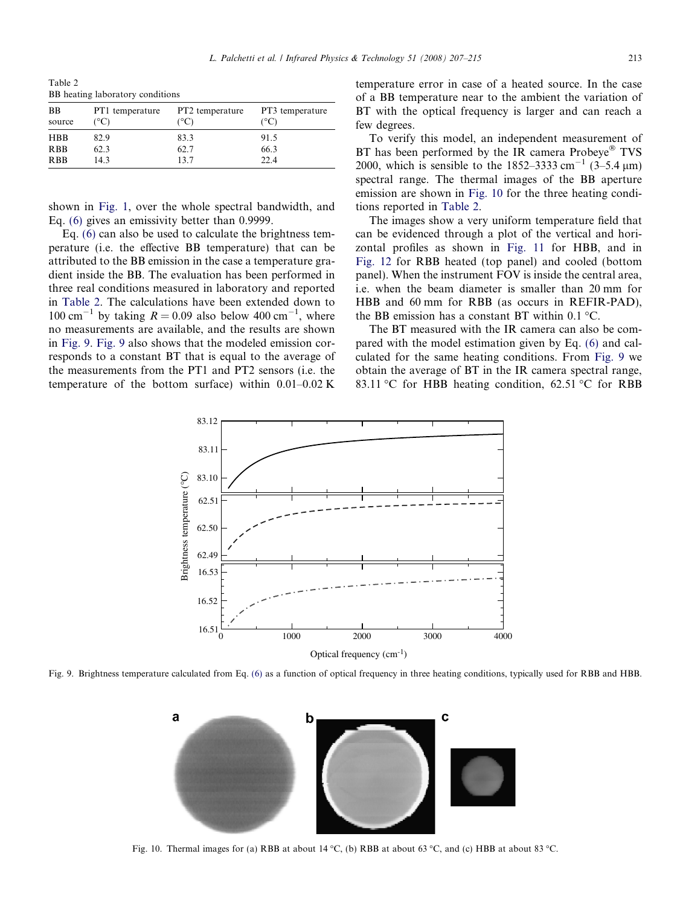Table 2
BB heating laboratory conditions

| BB source | PT1 temperature (°C) | PT2 temperature (°C) | PT3 temperature (°C) |
|---|---|---|---|
| HBB | 82.9 | 83.3 | 91.5 |
| RBB | 62.3 | 62.7 | 66.3 |
| RBB | 14.3 | 13.7 | 22.4 |

shown in Fig. 1, over the whole spectral bandwidth, and Eq. (6) gives an emissivity better than 0.9999.

Eq. (6) can also be used to calculate the brightness temperature (i.e. the effective BB temperature) that can be attributed to the BB emission in the case a temperature gradient inside the BB. The evaluation has been performed in three real conditions measured in laboratory and reported in Table 2. The calculations have been extended down to 100 cm$^{-1}$ by taking $R = 0.09$ also below 400 cm$^{-1}$, where no measurements are available, and the results are shown in Fig. 9. Fig. 9 also shows that the modeled emission corresponds to a constant BT that is equal to the average of the measurements from the PT1 and PT2 sensors (i.e. the temperature of the bottom surface) within 0.01–0.02 K temperature error in case of a heated source. In the case of a BB temperature near to the ambient the variation of BT with the optical frequency is larger and can reach a few degrees.

To verify this model, an independent measurement of BT has been performed by the IR camera Probeye® TVS 2000, which is sensible to the 1852–3333 cm$^{-1}$ (3–5.4 μm) spectral range. The thermal images of the BB aperture emission are shown in Fig. 10 for the three heating conditions reported in Table 2.

The images show a very uniform temperature field that can be evidenced through a plot of the vertical and horizontal profiles as shown in Fig. 11 for HBB, and in Fig. 12 for RBB heated (top panel) and cooled (bottom panel). When the instrument FOV is inside the central area, i.e. when the beam diameter is smaller than 20 mm for HBB and 60 mm for RBB (as occurs in REFIR-PAD), the BB emission has a constant BT within 0.1 °C.

The BT measured with the IR camera can also be compared with the model estimation given by Eq. (6) and calculated for the same heating conditions. From Fig. 9 we obtain the average of BT in the IR camera spectral range, 83.11 °C for HBB heating condition, 62.51 °C for RBB

Fig. 9. Brightness temperature calculated from Eq. (6) as a function of optical frequency in three heating conditions, typically used for RBB and HBB.

Fig. 10. Thermal images for (a) RBB at about 14 °C, (b) RBB at about 63 °C, and (c) HBB at about 83 °C.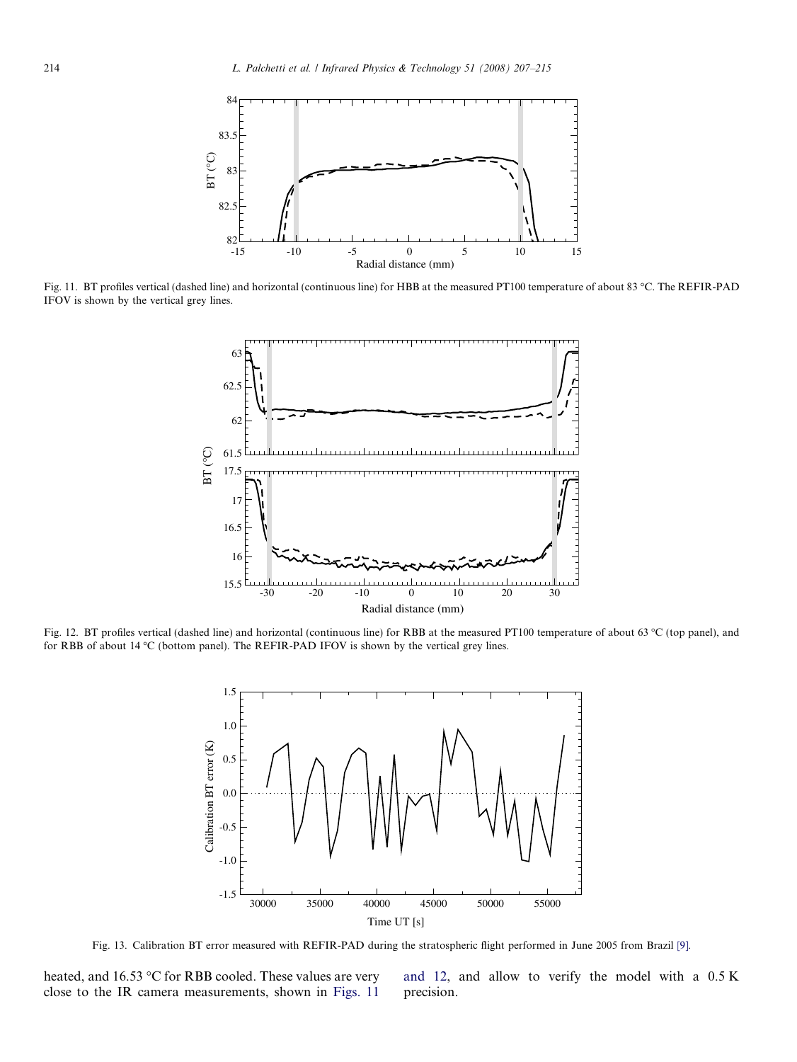Fig. 11. BT profiles vertical (dashed line) and horizontal (continuous line) for HBB at the measured PT100 temperature of about 83 °C. The REFIR-PAD IFOV is shown by the vertical grey lines.

Fig. 12. BT profiles vertical (dashed line) and horizontal (continuous line) for RBB at the measured PT100 temperature of about 63 °C (top panel), and for RBB of about 14 °C (bottom panel). The REFIR-PAD IFOV is shown by the vertical grey lines.

Fig. 13. Calibration BT error measured with REFIR-PAD during the stratospheric flight performed in June 2005 from Brazil [9].

heated, and 16.53 °C for RBB cooled. These values are very close to the IR camera measurements, shown in Figs. 11 and 12, and allow to verify the model with a 0.5 K precision.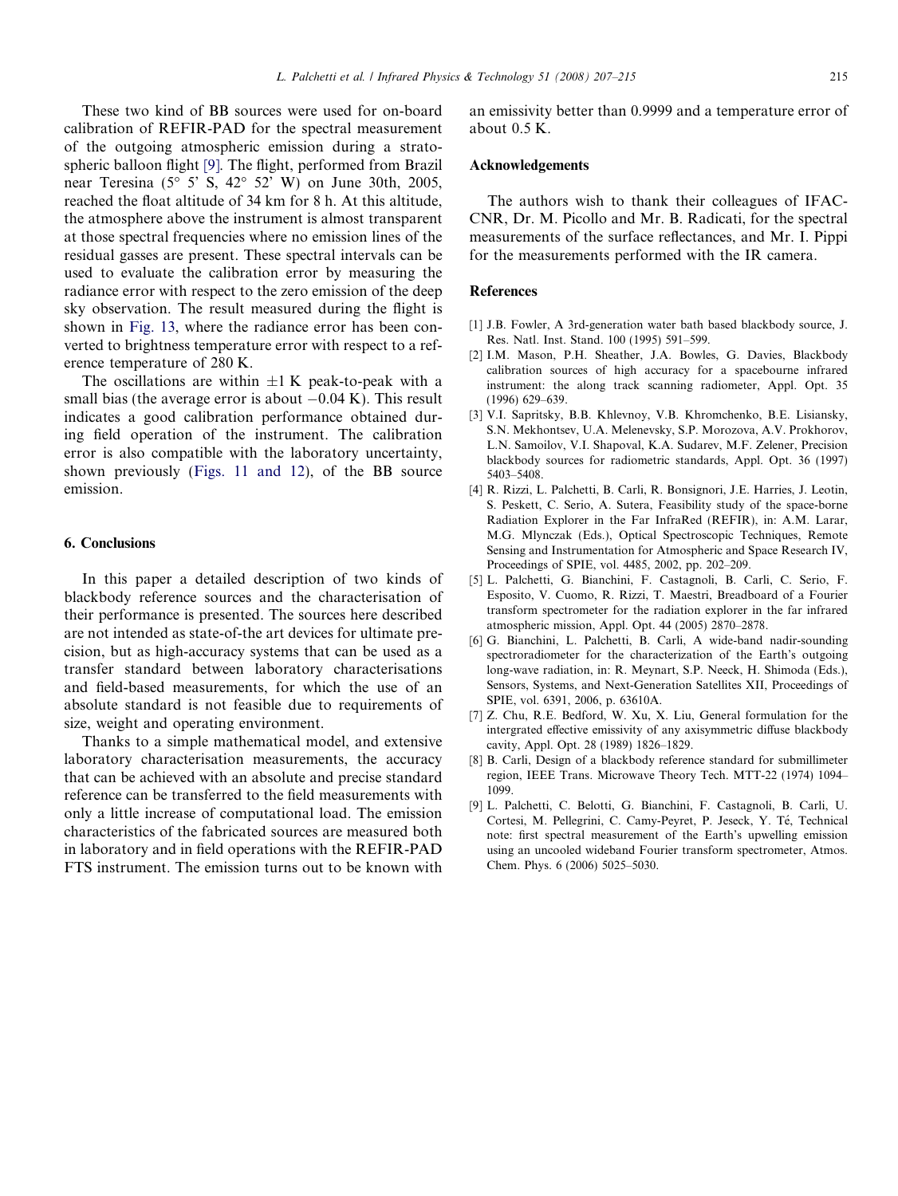These two kind of BB sources were used for on-board calibration of REFIR-PAD for the spectral measurement of the outgoing atmospheric emission during a stratospheric balloon flight [9]. The flight, performed from Brazil near Teresina (5° 5' S, 42° 52' W) on June 30th, 2005, reached the float altitude of 34 km for 8 h. At this altitude, the atmosphere above the instrument is almost transparent at those spectral frequencies where no emission lines of the residual gasses are present. These spectral intervals can be used to evaluate the calibration error by measuring the radiance error with respect to the zero emission of the deep sky observation. The result measured during the flight is shown in Fig. 13, where the radiance error has been converted to brightness temperature error with respect to a reference temperature of 280 K.

The oscillations are within $\pm 1$ K peak-to-peak with a small bias (the average error is about $-0.04$ K). This result indicates a good calibration performance obtained during field operation of the instrument. The calibration error is also compatible with the laboratory uncertainty, shown previously (Figs. 11 and 12), of the BB source emission.

## 6. Conclusions

In this paper a detailed description of two kinds of blackbody reference sources and the characterisation of their performance is presented. The sources here described are not intended as state-of-the art devices for ultimate precision, but as high-accuracy systems that can be used as a transfer standard between laboratory characterisations and field-based measurements, for which the use of an absolute standard is not feasible due to requirements of size, weight and operating environment.

Thanks to a simple mathematical model, and extensive laboratory characterisation measurements, the accuracy that can be achieved with an absolute and precise standard reference can be transferred to the field measurements with only a little increase of computational load. The emission characteristics of the fabricated sources are measured both in laboratory and in field operations with the REFIR-PAD FTS instrument. The emission turns out to be known with an emissivity better than 0.9999 and a temperature error of about 0.5 K.

## Acknowledgements

The authors wish to thank their colleagues of IFAC-CNR, Dr. M. Picollo and Mr. B. Radicati, for the spectral measurements of the surface reflectances, and Mr. I. Pippi for the measurements performed with the IR camera.

## References

[1] J.B. Fowler, A 3rd-generation water bath based blackbody source, J. Res. Natl. Inst. Stand. 100 (1995) 591–599.

[2] I.M. Mason, P.H. Sheather, J.A. Bowles, G. Davies, Blackbody calibration sources of high accuracy for a spacebourne infrared instrument: the along track scanning radiometer, Appl. Opt. 35 (1996) 629–639.

[3] V.I. Sapritsky, B.B. Khlevnoy, V.B. Khromchenko, B.E. Lisiansky, S.N. Mekhontsev, U.A. Melenevsky, S.P. Morozova, A.V. Prokhorov, L.N. Samoilov, V.I. Shapoval, K.A. Sudarev, M.F. Zelener, Precision blackbody sources for radiometric standards, Appl. Opt. 36 (1997) 5403–5408.

[4] R. Rizzi, L. Palchetti, B. Carli, R. Bonsignori, J.E. Harries, J. Leotin, S. Peskett, C. Serio, A. Sutera, Feasibility study of the space-borne Radiation Explorer in the Far InfraRed (REFIR), in: A.M. Larar, M.G. Mlynczak (Eds.), Optical Spectroscopic Techniques, Remote Sensing and Instrumentation for Atmospheric and Space Research IV, Proceedings of SPIE, vol. 4485, 2002, pp. 202–209.

[5] L. Palchetti, G. Bianchini, F. Castagnoli, B. Carli, C. Serio, F. Esposito, V. Cuomo, R. Rizzi, T. Maestri, Breadboard of a Fourier transform spectrometer for the radiation explorer in the far infrared atmospheric mission, Appl. Opt. 44 (2005) 2870–2878.

[6] G. Bianchini, L. Palchetti, B. Carli, A wide-band nadir-sounding spectroradiometer for the characterization of the Earth's outgoing long-wave radiation, in: R. Meynart, S.P. Neeck, H. Shimoda (Eds.), Sensors, Systems, and Next-Generation Satellites XII, Proceedings of SPIE, vol. 6391, 2006, p. 63610A.

[7] Z. Chu, R.E. Bedford, W. Xu, X. Liu, General formulation for the intergrated effective emissivity of any axisymmetric diffuse blackbody cavity, Appl. Opt. 28 (1989) 1826–1829.

[8] B. Carli, Design of a blackbody reference standard for submillimeter region, IEEE Trans. Microwave Theory Tech. MTT-22 (1974) 1094–1099.

[9] L. Palchetti, C. Belotti, G. Bianchini, F. Castagnoli, B. Carli, U. Cortesi, M. Pellegrini, C. Camy-Peyret, P. Jeseck, Y. Té, Technical note: first spectral measurement of the Earth's upwelling emission using an uncooled wideband Fourier transform spectrometer, Atmos. Chem. Phys. 6 (2006) 5025–5030.